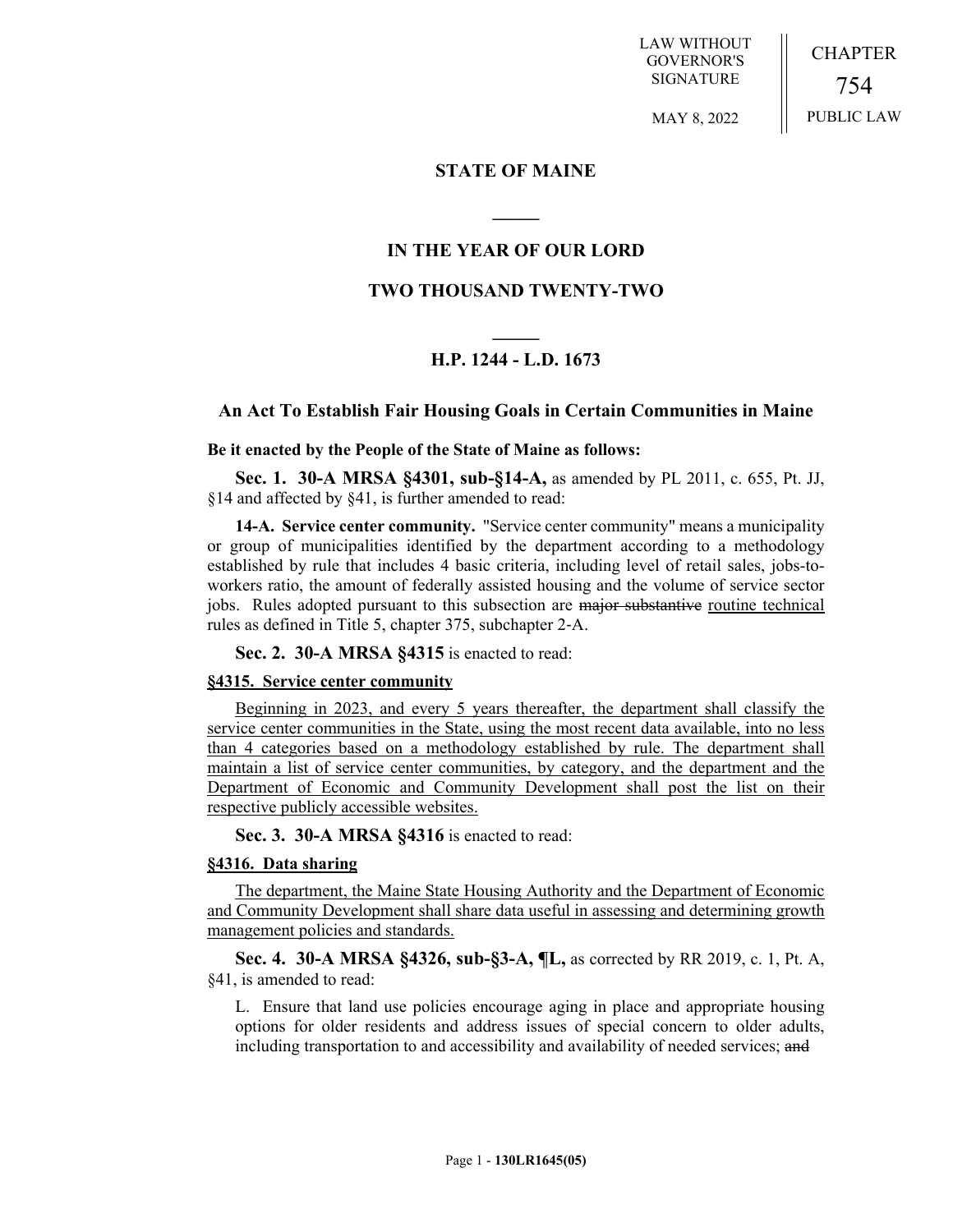LAW WITHOUT GOVERNOR'S SIGNATURE

MAY 8, 2022

CHAPTER 754

PUBLIC LAW

# STATE OF MAINE

## IN THE YEAR OF OUR LORD

## TWO THOUSAND TWENTY-TWO

## H.P. 1244 - L.D. 1673

### An Act To Establish Fair Housing Goals in Certain Communities in Maine

**Be it enacted by the People of the State of Maine as follows:**

**Sec. 1. 30-A MRSA §4301, sub-§14-A,** as amended by PL 2011, c. 655, Pt. JJ, §14 and affected by §41, is further amended to read:

**14-A. Service center community.** "Service center community" means a municipality or group of municipalities identified by the department according to a methodology established by rule that includes 4 basic criteria, including level of retail sales, jobs-to-workers ratio, the amount of federally assisted housing and the volume of service sector jobs. Rules adopted pursuant to this subsection are ~~major substantive~~ routine technical rules as defined in Title 5, chapter 375, subchapter 2-A.

**Sec. 2. 30-A MRSA §4315** is enacted to read:

**§4315. Service center community**

Beginning in 2023, and every 5 years thereafter, the department shall classify the service center communities in the State, using the most recent data available, into no less than 4 categories based on a methodology established by rule. The department shall maintain a list of service center communities, by category, and the department and the Department of Economic and Community Development shall post the list on their respective publicly accessible websites.

**Sec. 3. 30-A MRSA §4316** is enacted to read:

**§4316. Data sharing**

The department, the Maine State Housing Authority and the Department of Economic and Community Development shall share data useful in assessing and determining growth management policies and standards.

**Sec. 4. 30-A MRSA §4326, sub-§3-A, ¶L,** as corrected by RR 2019, c. 1, Pt. A, §41, is amended to read:

L. Ensure that land use policies encourage aging in place and appropriate housing options for older residents and address issues of special concern to older adults, including transportation to and accessibility and availability of needed services; ~~and~~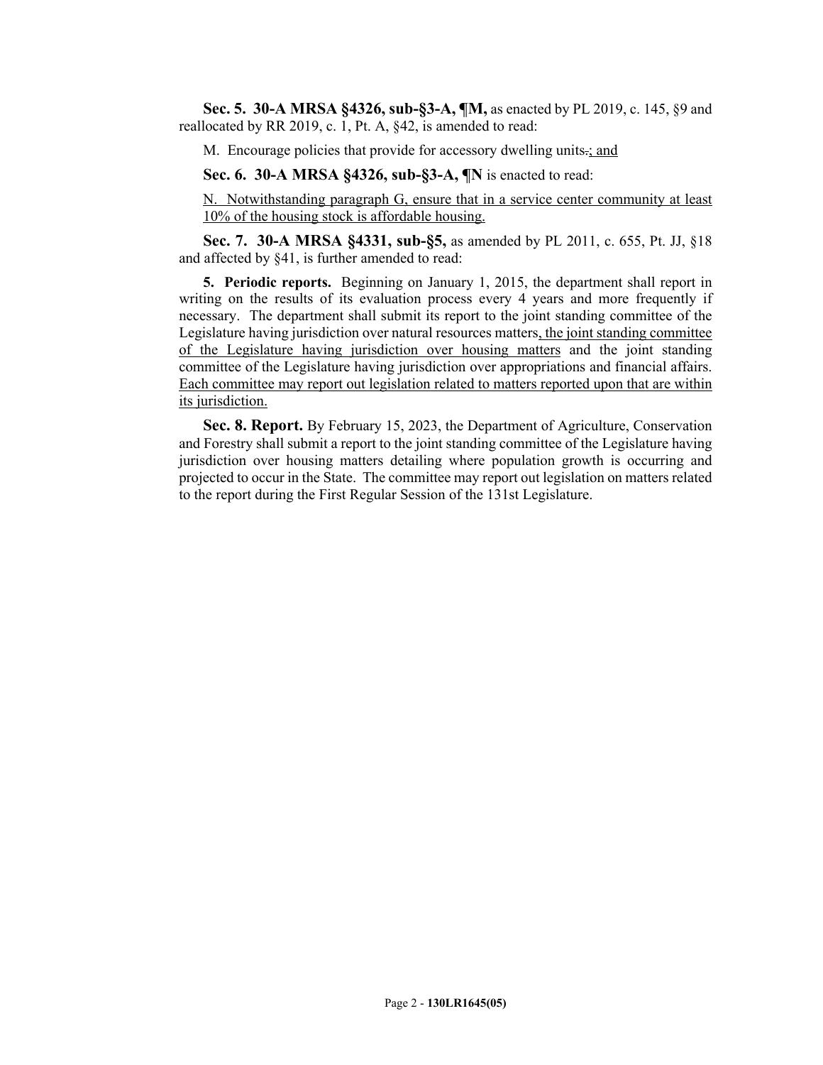**Sec. 5. 30-A MRSA §4326, sub-§3-A, ¶M,** as enacted by PL 2019, c. 145, §9 and reallocated by RR 2019, c. 1, Pt. A, §42, is amended to read:

M. Encourage policies that provide for accessory dwelling units~~.~~<u>; and</u>

**Sec. 6. 30-A MRSA §4326, sub-§3-A, ¶N** is enacted to read:

<u>N. Notwithstanding paragraph G, ensure that in a service center community at least 10% of the housing stock is affordable housing.</u>

**Sec. 7. 30-A MRSA §4331, sub-§5,** as amended by PL 2011, c. 655, Pt. JJ, §18 and affected by §41, is further amended to read:

**5. Periodic reports.** Beginning on January 1, 2015, the department shall report in writing on the results of its evaluation process every 4 years and more frequently if necessary. The department shall submit its report to the joint standing committee of the Legislature having jurisdiction over natural resources matters<u>, the joint standing committee of the Legislature having jurisdiction over housing matters</u> and the joint standing committee of the Legislature having jurisdiction over appropriations and financial affairs. <u>Each committee may report out legislation related to matters reported upon that are within its jurisdiction.</u>

**Sec. 8. Report.** By February 15, 2023, the Department of Agriculture, Conservation and Forestry shall submit a report to the joint standing committee of the Legislature having jurisdiction over housing matters detailing where population growth is occurring and projected to occur in the State. The committee may report out legislation on matters related to the report during the First Regular Session of the 131st Legislature.